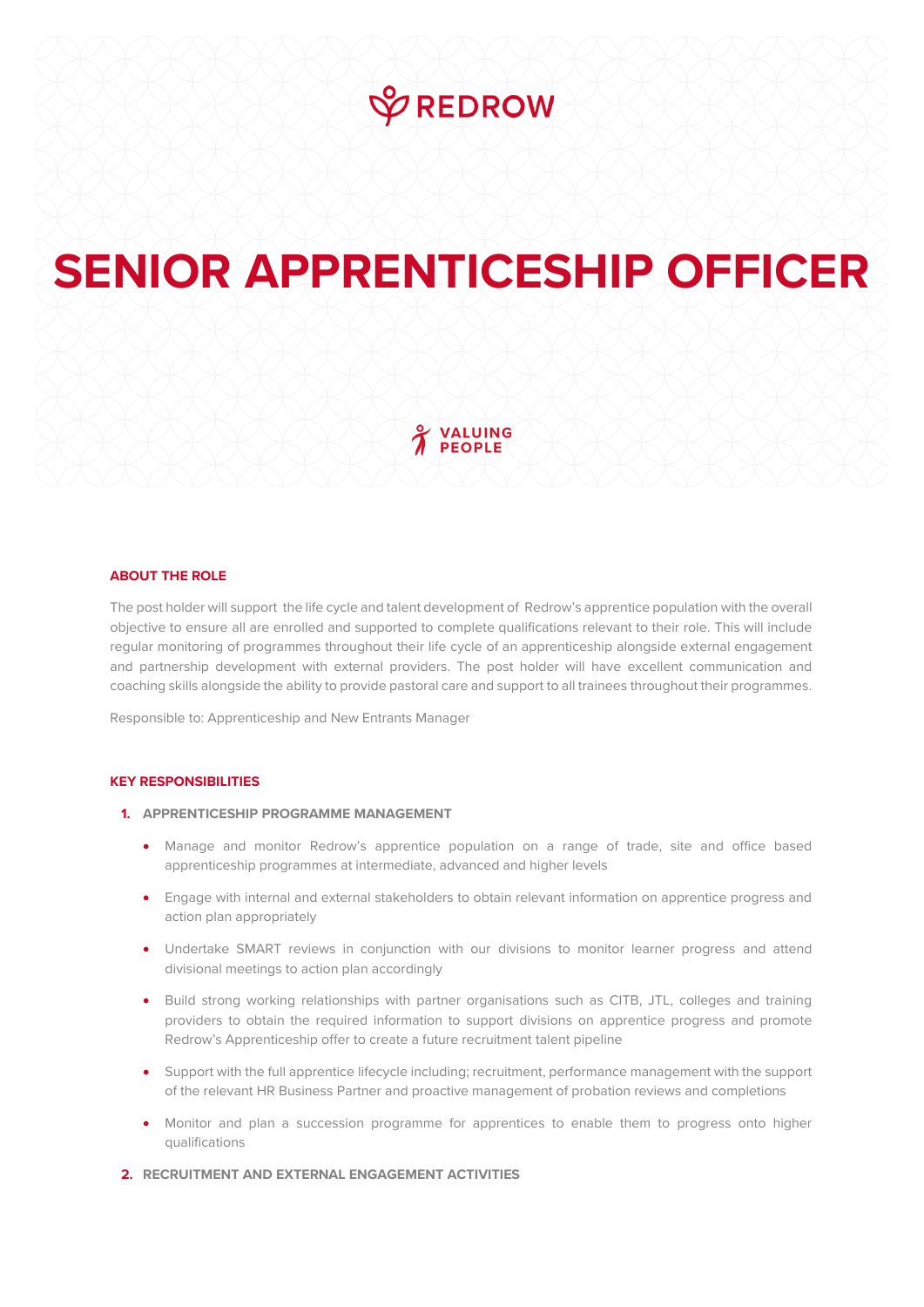REDROW

# SENIOR APPRENTICESHIP OFFICER

VALUING PEOPLE

## ABOUT THE ROLE

The post holder will support the life cycle and talent development of Redrow's apprentice population with the overall objective to ensure all are enrolled and supported to complete qualifications relevant to their role. This will include regular monitoring of programmes throughout their life cycle of an apprenticeship alongside external engagement and partnership development with external providers. The post holder will have excellent communication and coaching skills alongside the ability to provide pastoral care and support to all trainees throughout their programmes.

Responsible to: Apprenticeship and New Entrants Manager

## KEY RESPONSIBILITIES

### 1. APPRENTICESHIP PROGRAMME MANAGEMENT

- Manage and monitor Redrow's apprentice population on a range of trade, site and office based apprenticeship programmes at intermediate, advanced and higher levels
- Engage with internal and external stakeholders to obtain relevant information on apprentice progress and action plan appropriately
- Undertake SMART reviews in conjunction with our divisions to monitor learner progress and attend divisional meetings to action plan accordingly
- Build strong working relationships with partner organisations such as CITB, JTL, colleges and training providers to obtain the required information to support divisions on apprentice progress and promote Redrow's Apprenticeship offer to create a future recruitment talent pipeline
- Support with the full apprentice lifecycle including; recruitment, performance management with the support of the relevant HR Business Partner and proactive management of probation reviews and completions
- Monitor and plan a succession programme for apprentices to enable them to progress onto higher qualifications

### 2. RECRUITMENT AND EXTERNAL ENGAGEMENT ACTIVITIES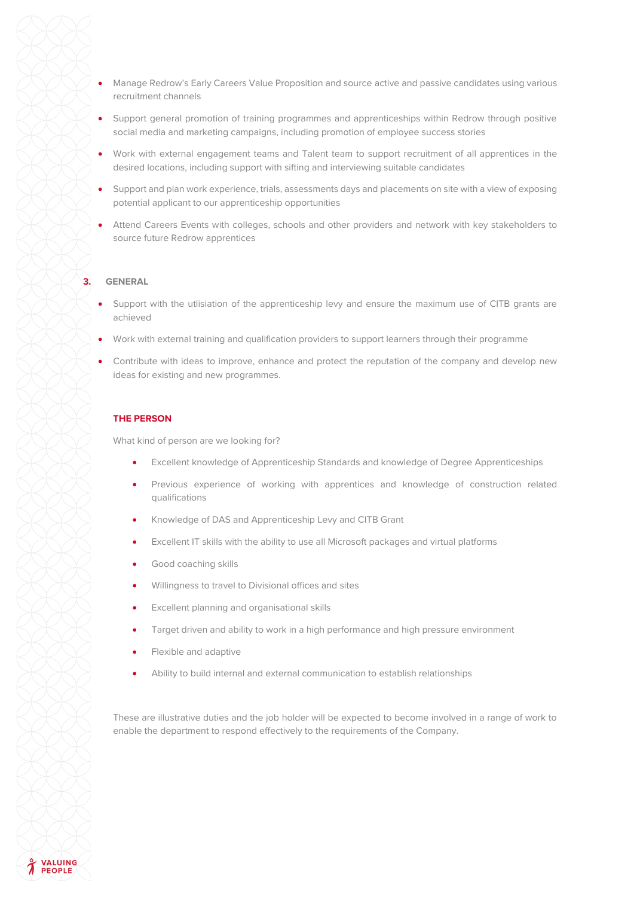- Manage Redrow's Early Careers Value Proposition and source active and passive candidates using various recruitment channels
- Support general promotion of training programmes and apprenticeships within Redrow through positive social media and marketing campaigns, including promotion of employee success stories
- Work with external engagement teams and Talent team to support recruitment of all apprentices in the desired locations, including support with sifting and interviewing suitable candidates
- Support and plan work experience, trials, assessments days and placements on site with a view of exposing potential applicant to our apprenticeship opportunities
- Attend Careers Events with colleges, schools and other providers and network with key stakeholders to source future Redrow apprentices

## 3. GENERAL

- Support with the utlisiation of the apprenticeship levy and ensure the maximum use of CITB grants are achieved
- Work with external training and qualification providers to support learners through their programme
- Contribute with ideas to improve, enhance and protect the reputation of the company and develop new ideas for existing and new programmes.

## THE PERSON

What kind of person are we looking for?

- Excellent knowledge of Apprenticeship Standards and knowledge of Degree Apprenticeships
- Previous experience of working with apprentices and knowledge of construction related qualifications
- Knowledge of DAS and Apprenticeship Levy and CITB Grant
- Excellent IT skills with the ability to use all Microsoft packages and virtual platforms
- Good coaching skills
- Willingness to travel to Divisional offices and sites
- Excellent planning and organisational skills
- Target driven and ability to work in a high performance and high pressure environment
- Flexible and adaptive
- Ability to build internal and external communication to establish relationships

These are illustrative duties and the job holder will be expected to become involved in a range of work to enable the department to respond effectively to the requirements of the Company.